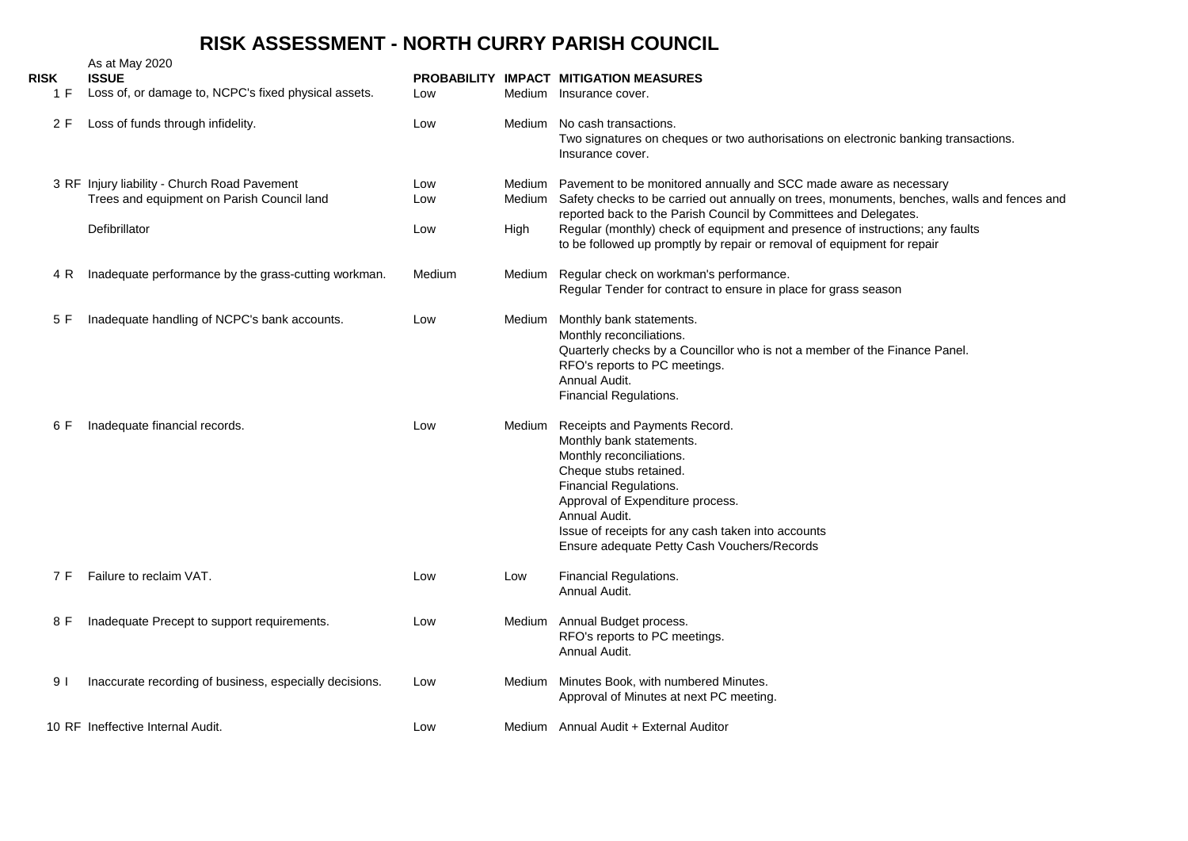# RISK ASSESSMENT - NORTH CURRY PARISH COUNCIL

As at May 2020

| RISK | ISSUE | PROBABILITY | IMPACT | MITIGATION MEASURES |
|---|---|---|---|---|
| 1 F | Loss of, or damage to, NCPC's fixed physical assets. | Low | Medium | Insurance cover. |
| 2 F | Loss of funds through infidelity. | Low | Medium | No cash transactions.<br>Two signatures on cheques or two authorisations on electronic banking transactions.<br>Insurance cover. |
| 3 RF | Injury liability - Church Road Pavement | Low | Medium | Pavement to be monitored annually and SCC made aware as necessary |
| | Trees and equipment on Parish Council land | Low | Medium | Safety checks to be carried out annually on trees, monuments, benches, walls and fences and reported back to the Parish Council by Committees and Delegates. |
| | Defibrillator | Low | High | Regular (monthly) check of equipment and presence of instructions; any faults to be followed up promptly by repair or removal of equipment for repair |
| 4 R | Inadequate performance by the grass-cutting workman. | Medium | Medium | Regular check on workman's performance.<br>Regular Tender for contract to ensure in place for grass season |
| 5 F | Inadequate handling of NCPC's bank accounts. | Low | Medium | Monthly bank statements.<br>Monthly reconciliations.<br>Quarterly checks by a Councillor who is not a member of the Finance Panel.<br>RFO's reports to PC meetings.<br>Annual Audit.<br>Financial Regulations. |
| 6 F | Inadequate financial records. | Low | Medium | Receipts and Payments Record.<br>Monthly bank statements.<br>Monthly reconciliations.<br>Cheque stubs retained.<br>Financial Regulations.<br>Approval of Expenditure process.<br>Annual Audit.<br>Issue of receipts for any cash taken into accounts<br>Ensure adequate Petty Cash Vouchers/Records |
| 7 F | Failure to reclaim VAT. | Low | Low | Financial Regulations.<br>Annual Audit. |
| 8 F | Inadequate Precept to support requirements. | Low | Medium | Annual Budget process.<br>RFO's reports to PC meetings.<br>Annual Audit. |
| 9 I | Inaccurate recording of business, especially decisions. | Low | Medium | Minutes Book, with numbered Minutes.<br>Approval of Minutes at next PC meeting. |
| 10 RF | Ineffective Internal Audit. | Low | Medium | Annual Audit + External Auditor |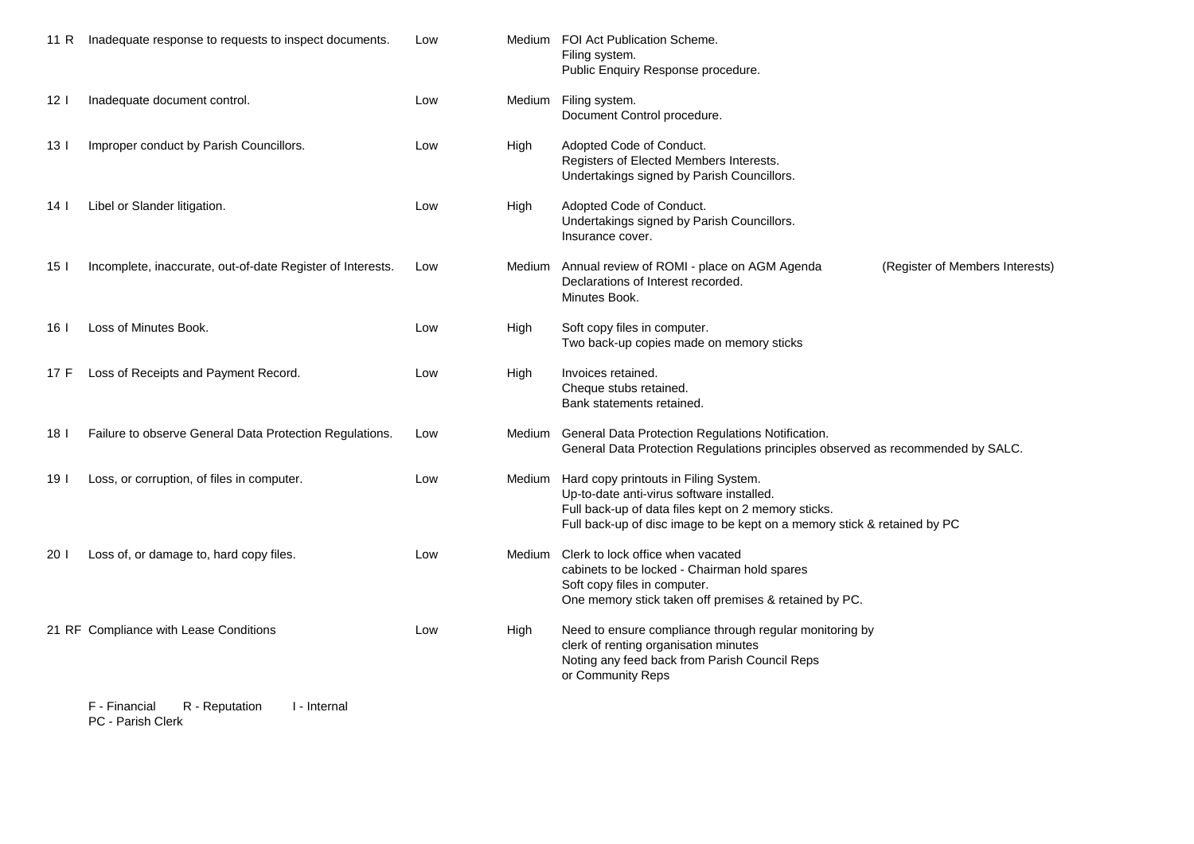| | | | | |
|---|---|---|---|---|
| 11 R | Inadequate response to requests to inspect documents. | Low | Medium | FOI Act Publication Scheme.<br>Filing system.<br>Public Enquiry Response procedure. |
| 12 I | Inadequate document control. | Low | Medium | Filing system.<br>Document Control procedure. |
| 13 I | Improper conduct by Parish Councillors. | Low | High | Adopted Code of Conduct.<br>Registers of Elected Members Interests.<br>Undertakings signed by Parish Councillors. |
| 14 I | Libel or Slander litigation. | Low | High | Adopted Code of Conduct.<br>Undertakings signed by Parish Councillors.<br>Insurance cover. |
| 15 I | Incomplete, inaccurate, out-of-date Register of Interests. | Low | Medium | Annual review of ROMI - place on AGM Agenda (Register of Members Interests)<br>Declarations of Interest recorded.<br>Minutes Book. |
| 16 I | Loss of Minutes Book. | Low | High | Soft copy files in computer.<br>Two back-up copies made on memory sticks |
| 17 F | Loss of Receipts and Payment Record. | Low | High | Invoices retained.<br>Cheque stubs retained.<br>Bank statements retained. |
| 18 I | Failure to observe General Data Protection Regulations. | Low | Medium | General Data Protection Regulations Notification.<br>General Data Protection Regulations principles observed as recommended by SALC. |
| 19 I | Loss, or corruption, of files in computer. | Low | Medium | Hard copy printouts in Filing System.<br>Up-to-date anti-virus software installed.<br>Full back-up of data files kept on 2 memory sticks.<br>Full back-up of disc image to be kept on a memory stick & retained by PC |
| 20 I | Loss of, or damage to, hard copy files. | Low | Medium | Clerk to lock office when vacated<br>cabinets to be locked - Chairman hold spares<br>Soft copy files in computer.<br>One memory stick taken off premises & retained by PC. |
| 21 RF | Compliance with Lease Conditions | Low | High | Need to ensure compliance through regular monitoring by<br>clerk of renting organisation minutes<br>Noting any feed back from Parish Council Reps<br>or Community Reps |

F - Financial R - Reputation I - Internal
PC - Parish Clerk